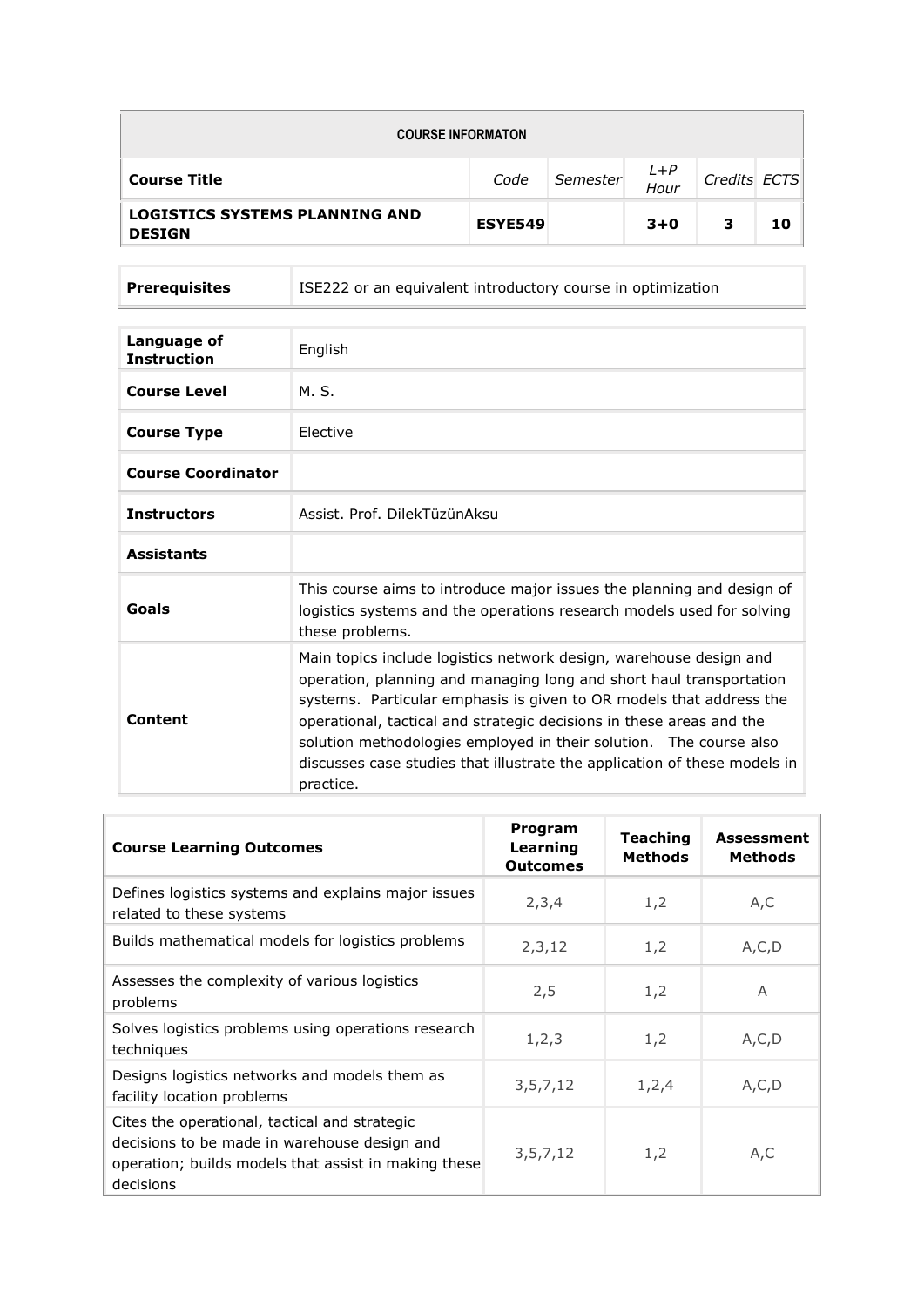| COURSE INFORMATON | | | | | |
|---|---|---|---|---|---|
| **Course Title** | *Code* | *Semester* | *L+P Hour* | *Credits* | *ECTS* |
| **LOGISTICS SYSTEMS PLANNING AND DESIGN** | **ESYE549** | | **3+0** | **3** | **10** |

| **Prerequisites** | ISE222 or an equivalent introductory course in optimization |
|---|---|

| **Language of Instruction** | English |
|---|---|
| **Course Level** | M. S. |
| **Course Type** | Elective |
| **Course Coordinator** | |
| **Instructors** | Assist. Prof. DilekTüzünAksu |
| **Assistants** | |
| **Goals** | This course aims to introduce major issues the planning and design of logistics systems and the operations research models used for solving these problems. |
| **Content** | Main topics include logistics network design, warehouse design and operation, planning and managing long and short haul transportation systems. Particular emphasis is given to OR models that address the operational, tactical and strategic decisions in these areas and the solution methodologies employed in their solution. The course also discusses case studies that illustrate the application of these models in practice. |

| **Course Learning Outcomes** | **Program Learning Outcomes** | **Teaching Methods** | **Assessment Methods** |
|---|---|---|---|
| Defines logistics systems and explains major issues related to these systems | 2,3,4 | 1,2 | A,C |
| Builds mathematical models for logistics problems | 2,3,12 | 1,2 | A,C,D |
| Assesses the complexity of various logistics problems | 2,5 | 1,2 | A |
| Solves logistics problems using operations research techniques | 1,2,3 | 1,2 | A,C,D |
| Designs logistics networks and models them as facility location problems | 3,5,7,12 | 1,2,4 | A,C,D |
| Cites the operational, tactical and strategic decisions to be made in warehouse design and operation; builds models that assist in making these decisions | 3,5,7,12 | 1,2 | A,C |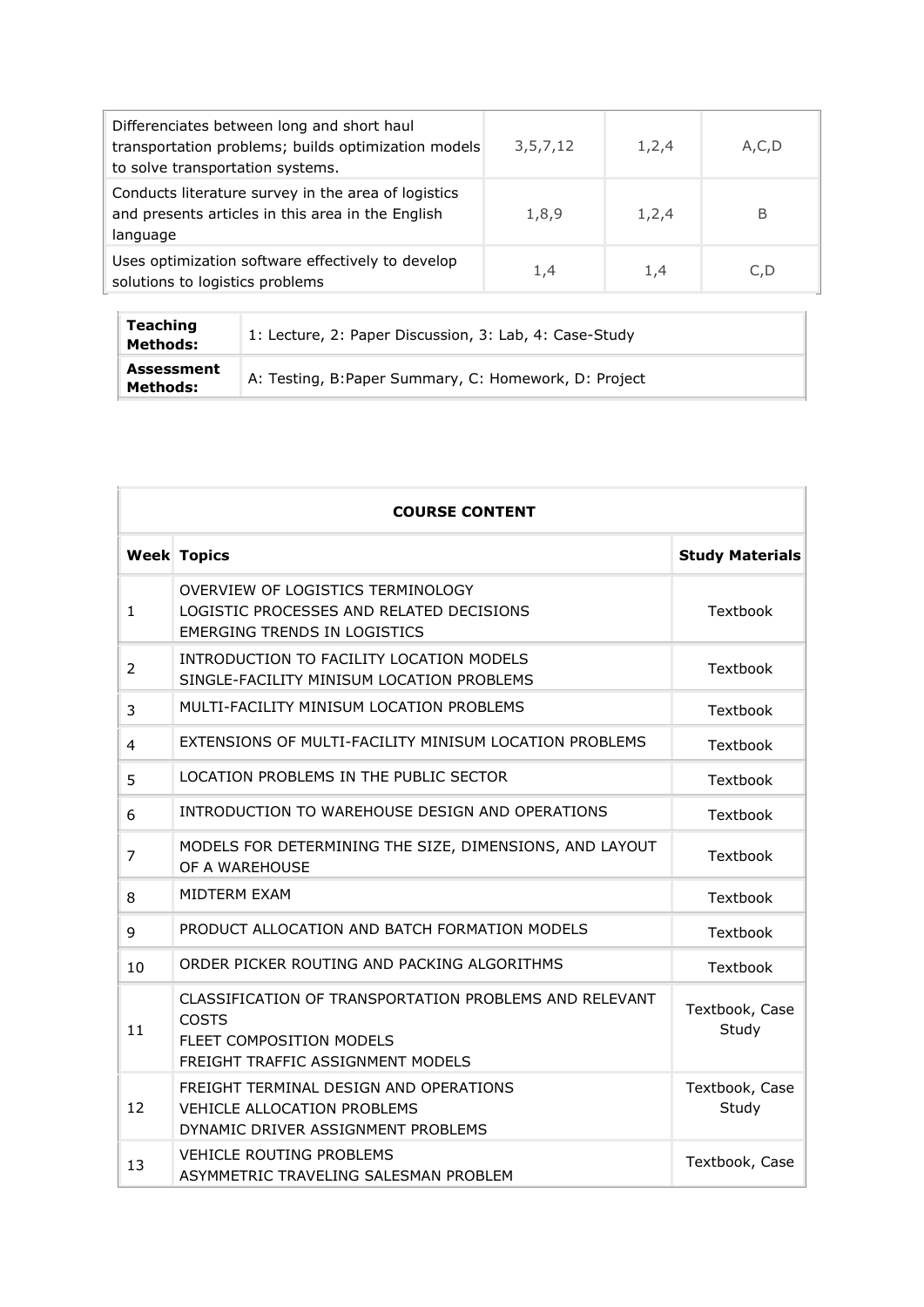| | | | |
|---|---|---|---|
| Differenciates between long and short haul transportation problems; builds optimization models to solve transportation systems. | 3,5,7,12 | 1,2,4 | A,C,D |
| Conducts literature survey in the area of logistics and presents articles in this area in the English language | 1,8,9 | 1,2,4 | B |
| Uses optimization software effectively to develop solutions to logistics problems | 1,4 | 1,4 | C,D |

| | |
|---|---|
| **Teaching Methods:** | 1: Lecture, 2: Paper Discussion, 3: Lab, 4: Case-Study |
| **Assessment Methods:** | A: Testing, B:Paper Summary, C: Homework, D: Project |

| **COURSE CONTENT** | | |
|---|---|---|
| **Week** | **Topics** | **Study Materials** |
| 1 | OVERVIEW OF LOGISTICS TERMINOLOGY<br>LOGISTIC PROCESSES AND RELATED DECISIONS<br>EMERGING TRENDS IN LOGISTICS | Textbook |
| 2 | INTRODUCTION TO FACILITY LOCATION MODELS<br>SINGLE-FACILITY MINISUM LOCATION PROBLEMS | Textbook |
| 3 | MULTI-FACILITY MINISUM LOCATION PROBLEMS | Textbook |
| 4 | EXTENSIONS OF MULTI-FACILITY MINISUM LOCATION PROBLEMS | Textbook |
| 5 | LOCATION PROBLEMS IN THE PUBLIC SECTOR | Textbook |
| 6 | INTRODUCTION TO WAREHOUSE DESIGN AND OPERATIONS | Textbook |
| 7 | MODELS FOR DETERMINING THE SIZE, DIMENSIONS, AND LAYOUT OF A WAREHOUSE | Textbook |
| 8 | MIDTERM EXAM | Textbook |
| 9 | PRODUCT ALLOCATION AND BATCH FORMATION MODELS | Textbook |
| 10 | ORDER PICKER ROUTING AND PACKING ALGORITHMS | Textbook |
| 11 | CLASSIFICATION OF TRANSPORTATION PROBLEMS AND RELEVANT COSTS<br>FLEET COMPOSITION MODELS<br>FREIGHT TRAFFIC ASSIGNMENT MODELS | Textbook, Case Study |
| 12 | FREIGHT TERMINAL DESIGN AND OPERATIONS<br>VEHICLE ALLOCATION PROBLEMS<br>DYNAMIC DRIVER ASSIGNMENT PROBLEMS | Textbook, Case Study |
| 13 | VEHICLE ROUTING PROBLEMS<br>ASYMMETRIC TRAVELING SALESMAN PROBLEM | Textbook, Case |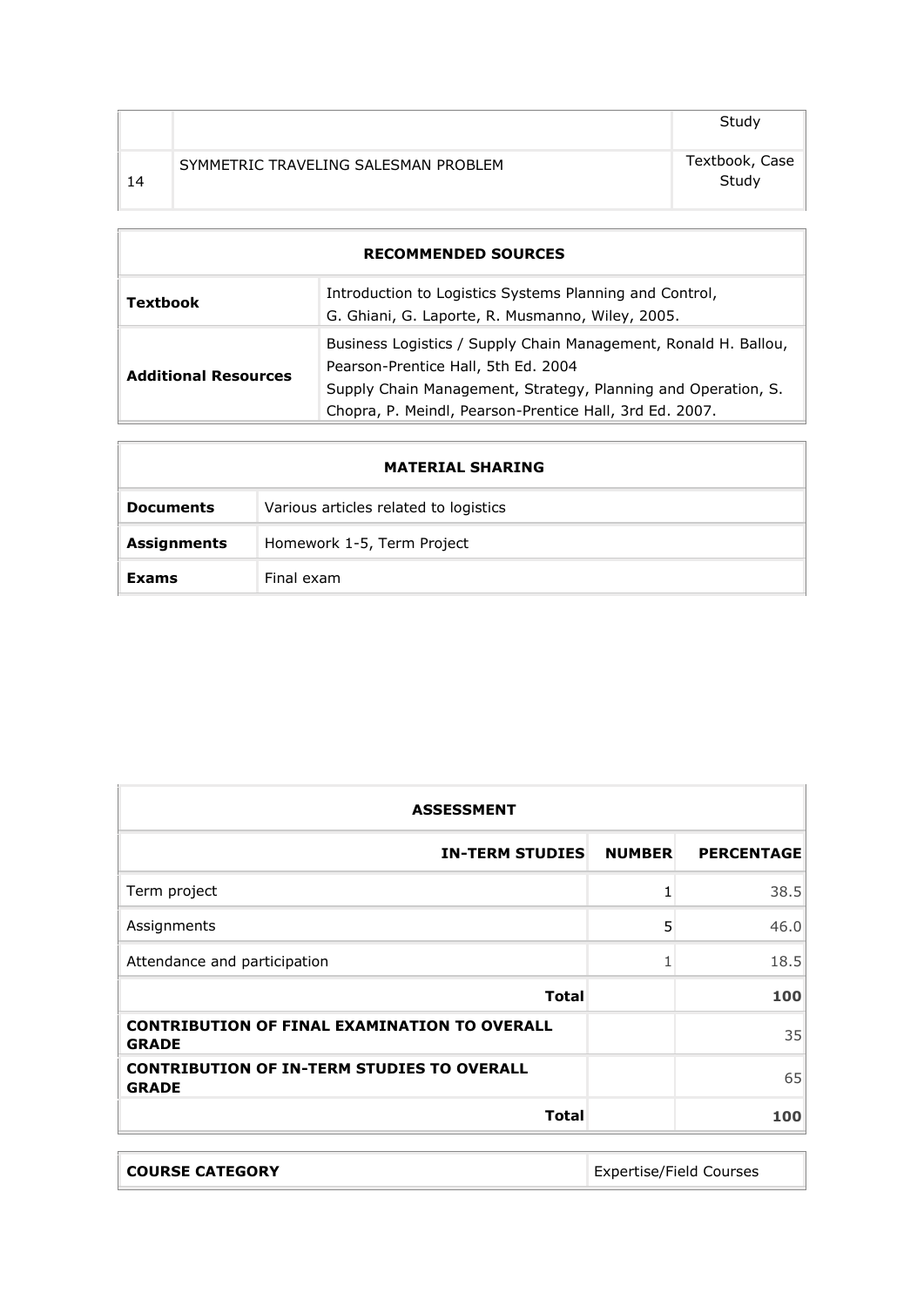|  |  | Study |
|---|---|---|
| 14 | SYMMETRIC TRAVELING SALESMAN PROBLEM | Textbook, Case Study |

| RECOMMENDED SOURCES | |
|---|---|
| **Textbook** | Introduction to Logistics Systems Planning and Control, G. Ghiani, G. Laporte, R. Musmanno, Wiley, 2005. |
| **Additional Resources** | Business Logistics / Supply Chain Management, Ronald H. Ballou, Pearson-Prentice Hall, 5th Ed. 2004<br>Supply Chain Management, Strategy, Planning and Operation, S. Chopra, P. Meindl, Pearson-Prentice Hall, 3rd Ed. 2007. |

| MATERIAL SHARING | |
|---|---|
| **Documents** | Various articles related to logistics |
| **Assignments** | Homework 1-5, Term Project |
| **Exams** | Final exam |

| ASSESSMENT | | |
|---|---|---|
| **IN-TERM STUDIES** | **NUMBER** | **PERCENTAGE** |
| Term project | 1 | 38.5 |
| Assignments | 5 | 46.0 |
| Attendance and participation | 1 | 18.5 |
| **Total** | | **100** |
| **CONTRIBUTION OF FINAL EXAMINATION TO OVERALL GRADE** | | 35 |
| **CONTRIBUTION OF IN-TERM STUDIES TO OVERALL GRADE** | | 65 |
| **Total** | | **100** |

| **COURSE CATEGORY** | Expertise/Field Courses |
|---|---|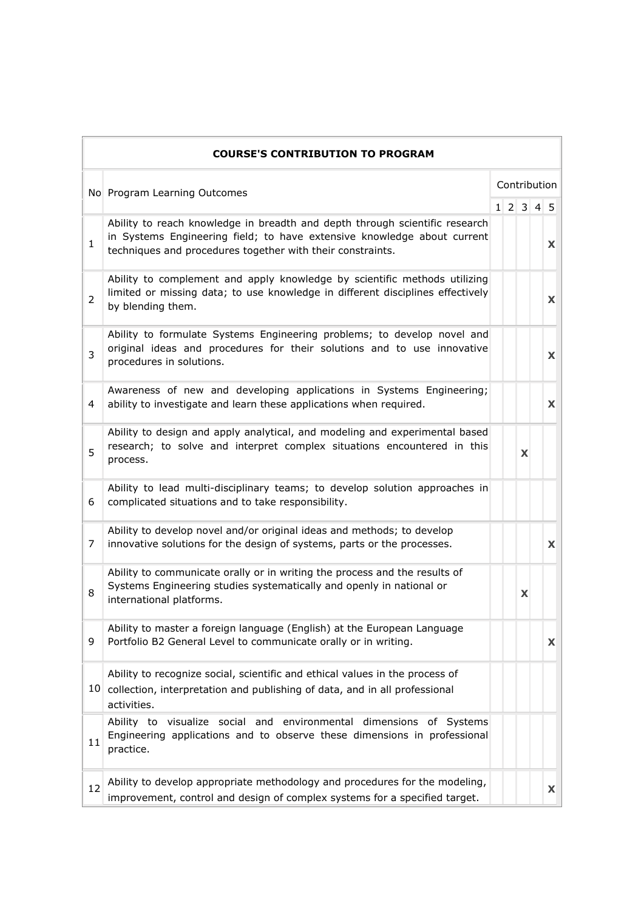| COURSE'S CONTRIBUTION TO PROGRAM | | | | | | |
|---|---|---|---|---|---|---|
| No | Program Learning Outcomes | Contribution | | | | |
| | | 1 | 2 | 3 | 4 | 5 |
| 1 | Ability to reach knowledge in breadth and depth through scientific research in Systems Engineering field; to have extensive knowledge about current techniques and procedures together with their constraints. | | | | | X |
| 2 | Ability to complement and apply knowledge by scientific methods utilizing limited or missing data; to use knowledge in different disciplines effectively by blending them. | | | | | X |
| 3 | Ability to formulate Systems Engineering problems; to develop novel and original ideas and procedures for their solutions and to use innovative procedures in solutions. | | | | | X |
| 4 | Awareness of new and developing applications in Systems Engineering; ability to investigate and learn these applications when required. | | | | | X |
| 5 | Ability to design and apply analytical, and modeling and experimental based research; to solve and interpret complex situations encountered in this process. | | | X | | |
| 6 | Ability to lead multi-disciplinary teams; to develop solution approaches in complicated situations and to take responsibility. | | | | | |
| 7 | Ability to develop novel and/or original ideas and methods; to develop innovative solutions for the design of systems, parts or the processes. | | | | | X |
| 8 | Ability to communicate orally or in writing the process and the results of Systems Engineering studies systematically and openly in national or international platforms. | | | X | | |
| 9 | Ability to master a foreign language (English) at the European Language Portfolio B2 General Level to communicate orally or in writing. | | | | | X |
| 10 | Ability to recognize social, scientific and ethical values in the process of collection, interpretation and publishing of data, and in all professional activities. | | | | | |
| 11 | Ability to visualize social and environmental dimensions of Systems Engineering applications and to observe these dimensions in professional practice. | | | | | |
| 12 | Ability to develop appropriate methodology and procedures for the modeling, improvement, control and design of complex systems for a specified target. | | | | | X |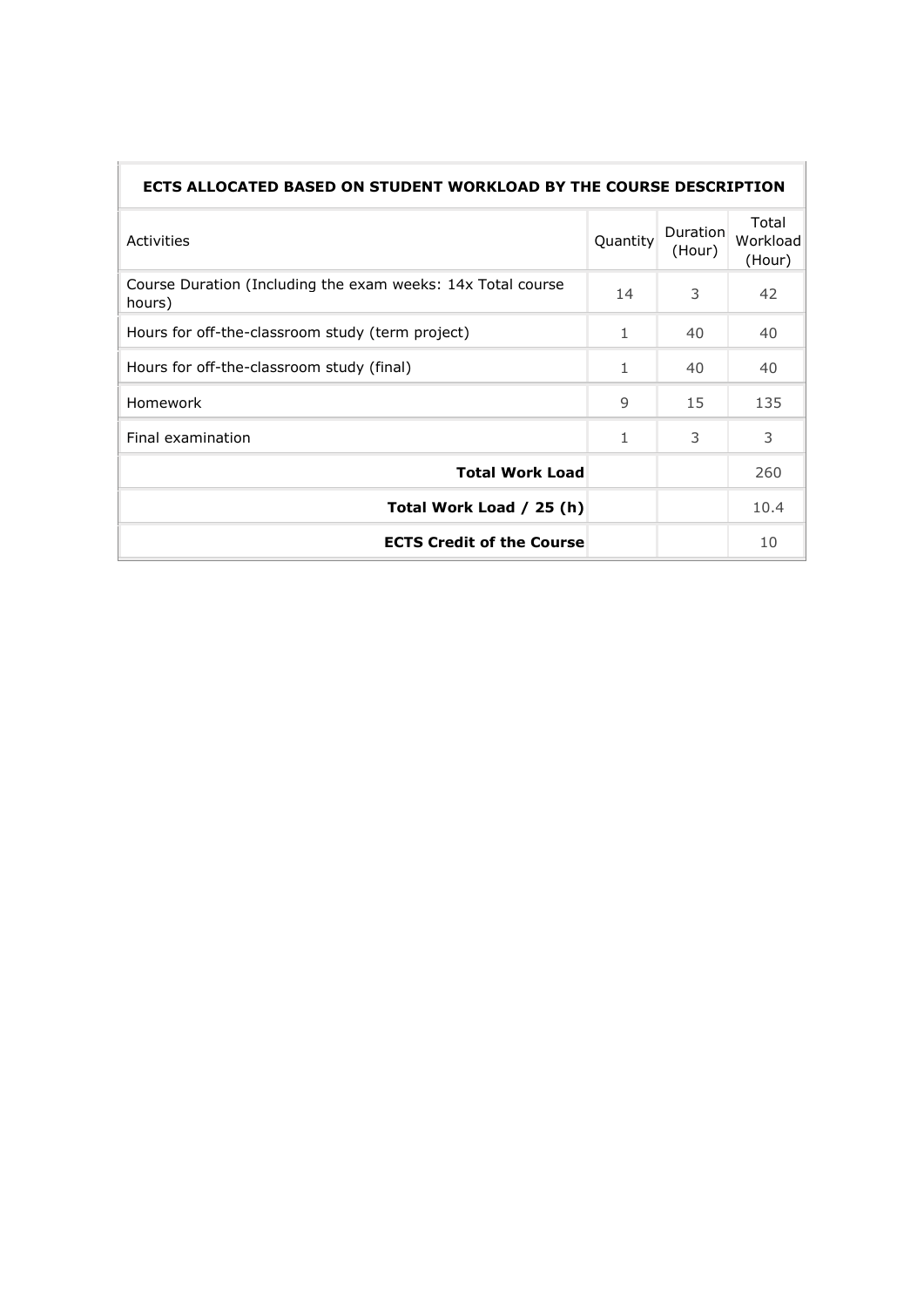| ECTS ALLOCATED BASED ON STUDENT WORKLOAD BY THE COURSE DESCRIPTION | | | |
|---|---|---|---|
| Activities | Quantity | Duration (Hour) | Total Workload (Hour) |
| Course Duration (Including the exam weeks: 14x Total course hours) | 14 | 3 | 42 |
| Hours for off-the-classroom study (term project) | 1 | 40 | 40 |
| Hours for off-the-classroom study (final) | 1 | 40 | 40 |
| Homework | 9 | 15 | 135 |
| Final examination | 1 | 3 | 3 |
| **Total Work Load** | | | 260 |
| **Total Work Load / 25 (h)** | | | 10.4 |
| **ECTS Credit of the Course** | | | 10 |